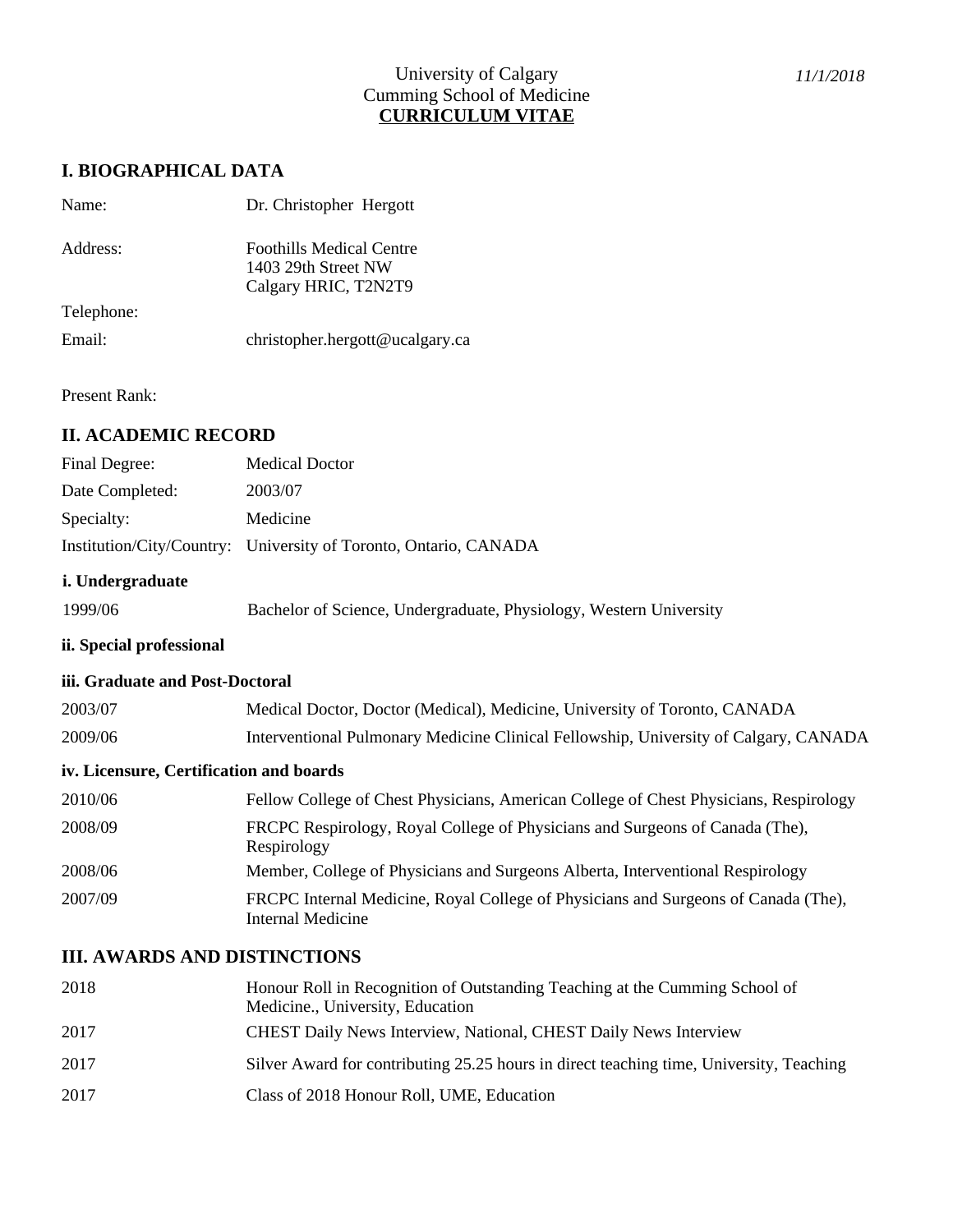University of Calgary
Cumming School of Medicine
**CURRICULUM VITAE**

*11/1/2018*

## I. BIOGRAPHICAL DATA

| | |
|---|---|
| Name: | Dr. Christopher Hergott |
| Address: | Foothills Medical Centre<br>1403 29th Street NW<br>Calgary HRIC, T2N2T9 |
| Telephone: | |
| Email: | christopher.hergott@ucalgary.ca |

Present Rank:

## II. ACADEMIC RECORD

| | |
|---|---|
| Final Degree: | Medical Doctor |
| Date Completed: | 2003/07 |
| Specialty: | Medicine |
| Institution/City/Country: | University of Toronto, Ontario, CANADA |

### i. Undergraduate

| | |
|---|---|
| 1999/06 | Bachelor of Science, Undergraduate, Physiology, Western University |

### ii. Special professional

### iii. Graduate and Post-Doctoral

| | |
|---|---|
| 2003/07 | Medical Doctor, Doctor (Medical), Medicine, University of Toronto, CANADA |
| 2009/06 | Interventional Pulmonary Medicine Clinical Fellowship, University of Calgary, CANADA |

### iv. Licensure, Certification and boards

| | |
|---|---|
| 2010/06 | Fellow College of Chest Physicians, American College of Chest Physicians, Respirology |
| 2008/09 | FRCPC Respirology, Royal College of Physicians and Surgeons of Canada (The), Respirology |
| 2008/06 | Member, College of Physicians and Surgeons Alberta, Interventional Respirology |
| 2007/09 | FRCPC Internal Medicine, Royal College of Physicians and Surgeons of Canada (The), Internal Medicine |

## III. AWARDS AND DISTINCTIONS

| | |
|---|---|
| 2018 | Honour Roll in Recognition of Outstanding Teaching at the Cumming School of Medicine., University, Education |
| 2017 | CHEST Daily News Interview, National, CHEST Daily News Interview |
| 2017 | Silver Award for contributing 25.25 hours in direct teaching time, University, Teaching |
| 2017 | Class of 2018 Honour Roll, UME, Education |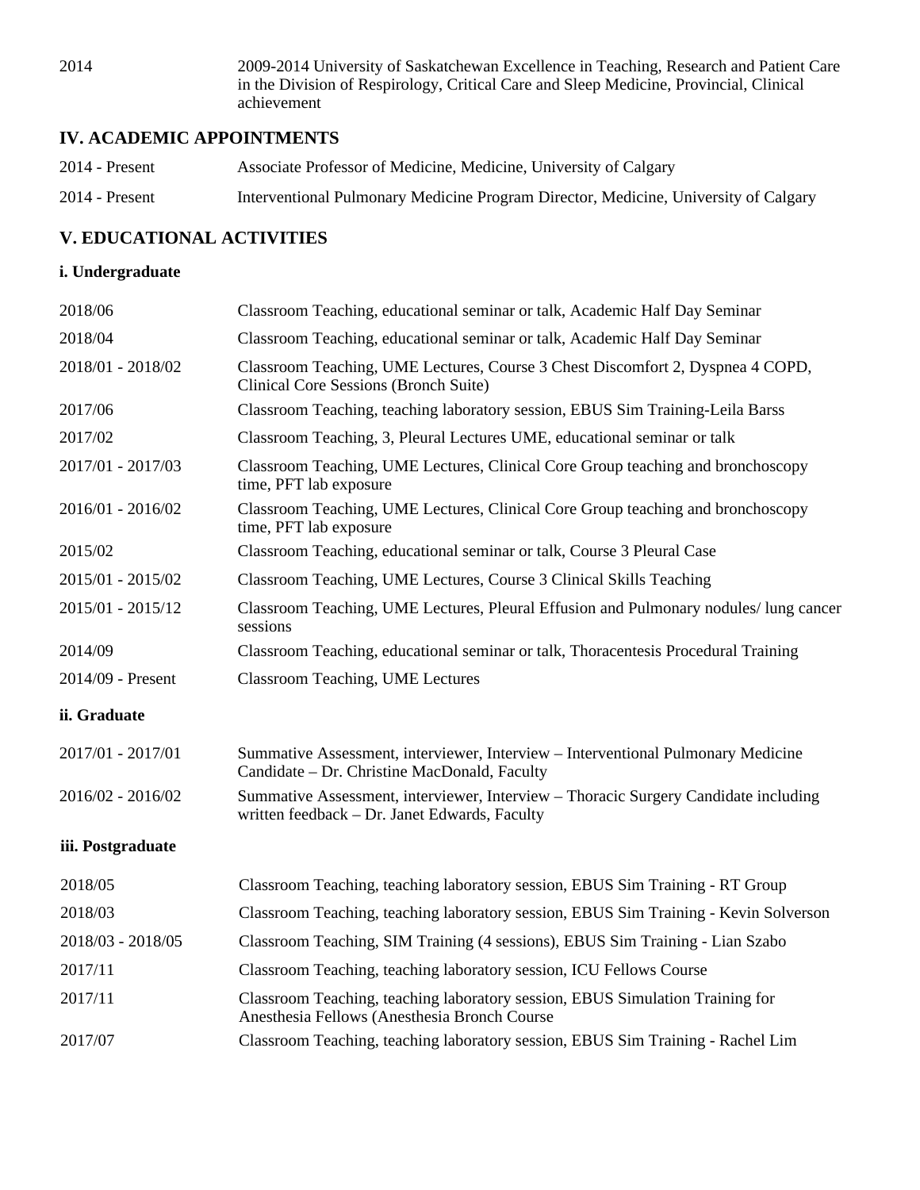| | |
|---|---|
| 2014 | 2009-2014 University of Saskatchewan Excellence in Teaching, Research and Patient Care in the Division of Respirology, Critical Care and Sleep Medicine, Provincial, Clinical achievement |

## IV. ACADEMIC APPOINTMENTS

| | |
|---|---|
| 2014 - Present | Associate Professor of Medicine, Medicine, University of Calgary |
| 2014 - Present | Interventional Pulmonary Medicine Program Director, Medicine, University of Calgary |

## V. EDUCATIONAL ACTIVITIES

### i. Undergraduate

| | |
|---|---|
| 2018/06 | Classroom Teaching, educational seminar or talk, Academic Half Day Seminar |
| 2018/04 | Classroom Teaching, educational seminar or talk, Academic Half Day Seminar |
| 2018/01 - 2018/02 | Classroom Teaching, UME Lectures, Course 3 Chest Discomfort 2, Dyspnea 4 COPD, Clinical Core Sessions (Bronch Suite) |
| 2017/06 | Classroom Teaching, teaching laboratory session, EBUS Sim Training-Leila Barss |
| 2017/02 | Classroom Teaching, 3, Pleural Lectures UME, educational seminar or talk |
| 2017/01 - 2017/03 | Classroom Teaching, UME Lectures, Clinical Core Group teaching and bronchoscopy time, PFT lab exposure |
| 2016/01 - 2016/02 | Classroom Teaching, UME Lectures, Clinical Core Group teaching and bronchoscopy time, PFT lab exposure |
| 2015/02 | Classroom Teaching, educational seminar or talk, Course 3 Pleural Case |
| 2015/01 - 2015/02 | Classroom Teaching, UME Lectures, Course 3 Clinical Skills Teaching |
| 2015/01 - 2015/12 | Classroom Teaching, UME Lectures, Pleural Effusion and Pulmonary nodules/ lung cancer sessions |
| 2014/09 | Classroom Teaching, educational seminar or talk, Thoracentesis Procedural Training |
| 2014/09 - Present | Classroom Teaching, UME Lectures |

### ii. Graduate

| | |
|---|---|
| 2017/01 - 2017/01 | Summative Assessment, interviewer, Interview – Interventional Pulmonary Medicine Candidate – Dr. Christine MacDonald, Faculty |
| 2016/02 - 2016/02 | Summative Assessment, interviewer, Interview – Thoracic Surgery Candidate including written feedback – Dr. Janet Edwards, Faculty |

### iii. Postgraduate

| | |
|---|---|
| 2018/05 | Classroom Teaching, teaching laboratory session, EBUS Sim Training - RT Group |
| 2018/03 | Classroom Teaching, teaching laboratory session, EBUS Sim Training - Kevin Solverson |
| 2018/03 - 2018/05 | Classroom Teaching, SIM Training (4 sessions), EBUS Sim Training - Lian Szabo |
| 2017/11 | Classroom Teaching, teaching laboratory session, ICU Fellows Course |
| 2017/11 | Classroom Teaching, teaching laboratory session, EBUS Simulation Training for Anesthesia Fellows (Anesthesia Bronch Course |
| 2017/07 | Classroom Teaching, teaching laboratory session, EBUS Sim Training - Rachel Lim |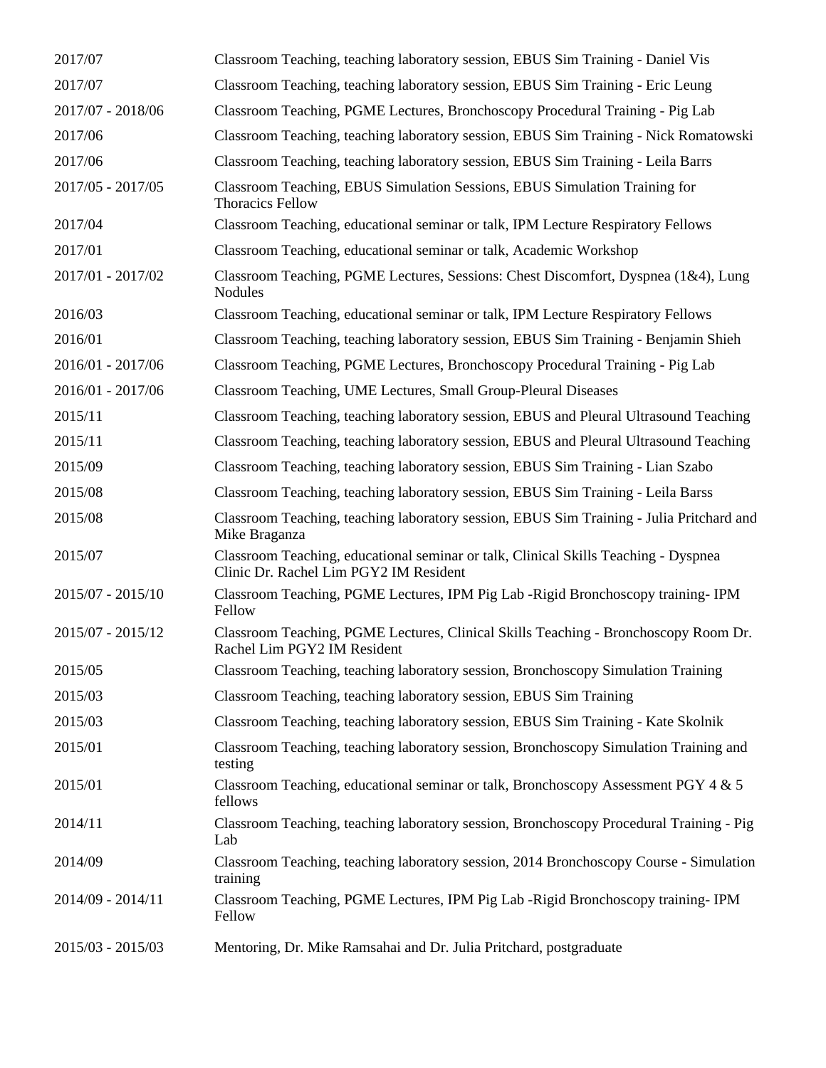| | |
|---|---|
| 2017/07 | Classroom Teaching, teaching laboratory session, EBUS Sim Training - Daniel Vis |
| 2017/07 | Classroom Teaching, teaching laboratory session, EBUS Sim Training - Eric Leung |
| 2017/07 - 2018/06 | Classroom Teaching, PGME Lectures, Bronchoscopy Procedural Training - Pig Lab |
| 2017/06 | Classroom Teaching, teaching laboratory session, EBUS Sim Training - Nick Romatowski |
| 2017/06 | Classroom Teaching, teaching laboratory session, EBUS Sim Training - Leila Barrs |
| 2017/05 - 2017/05 | Classroom Teaching, EBUS Simulation Sessions, EBUS Simulation Training for Thoracics Fellow |
| 2017/04 | Classroom Teaching, educational seminar or talk, IPM Lecture Respiratory Fellows |
| 2017/01 | Classroom Teaching, educational seminar or talk, Academic Workshop |
| 2017/01 - 2017/02 | Classroom Teaching, PGME Lectures, Sessions: Chest Discomfort, Dyspnea (1&4), Lung Nodules |
| 2016/03 | Classroom Teaching, educational seminar or talk, IPM Lecture Respiratory Fellows |
| 2016/01 | Classroom Teaching, teaching laboratory session, EBUS Sim Training - Benjamin Shieh |
| 2016/01 - 2017/06 | Classroom Teaching, PGME Lectures, Bronchoscopy Procedural Training - Pig Lab |
| 2016/01 - 2017/06 | Classroom Teaching, UME Lectures, Small Group-Pleural Diseases |
| 2015/11 | Classroom Teaching, teaching laboratory session, EBUS and Pleural Ultrasound Teaching |
| 2015/11 | Classroom Teaching, teaching laboratory session, EBUS and Pleural Ultrasound Teaching |
| 2015/09 | Classroom Teaching, teaching laboratory session, EBUS Sim Training - Lian Szabo |
| 2015/08 | Classroom Teaching, teaching laboratory session, EBUS Sim Training - Leila Barss |
| 2015/08 | Classroom Teaching, teaching laboratory session, EBUS Sim Training - Julia Pritchard and Mike Braganza |
| 2015/07 | Classroom Teaching, educational seminar or talk, Clinical Skills Teaching - Dyspnea Clinic Dr. Rachel Lim PGY2 IM Resident |
| 2015/07 - 2015/10 | Classroom Teaching, PGME Lectures, IPM Pig Lab -Rigid Bronchoscopy training- IPM Fellow |
| 2015/07 - 2015/12 | Classroom Teaching, PGME Lectures, Clinical Skills Teaching - Bronchoscopy Room Dr. Rachel Lim PGY2 IM Resident |
| 2015/05 | Classroom Teaching, teaching laboratory session, Bronchoscopy Simulation Training |
| 2015/03 | Classroom Teaching, teaching laboratory session, EBUS Sim Training |
| 2015/03 | Classroom Teaching, teaching laboratory session, EBUS Sim Training - Kate Skolnik |
| 2015/01 | Classroom Teaching, teaching laboratory session, Bronchoscopy Simulation Training and testing |
| 2015/01 | Classroom Teaching, educational seminar or talk, Bronchoscopy Assessment PGY 4 & 5 fellows |
| 2014/11 | Classroom Teaching, teaching laboratory session, Bronchoscopy Procedural Training - Pig Lab |
| 2014/09 | Classroom Teaching, teaching laboratory session, 2014 Bronchoscopy Course - Simulation training |
| 2014/09 - 2014/11 | Classroom Teaching, PGME Lectures, IPM Pig Lab -Rigid Bronchoscopy training- IPM Fellow |
| 2015/03 - 2015/03 | Mentoring, Dr. Mike Ramsahai and Dr. Julia Pritchard, postgraduate |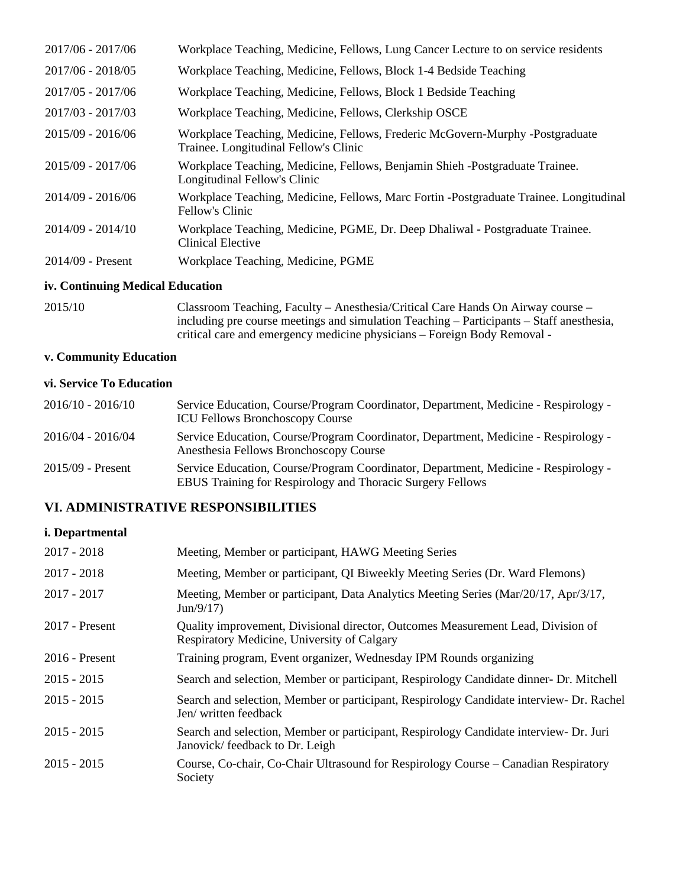| | |
|---|---|
| 2017/06 - 2017/06 | Workplace Teaching, Medicine, Fellows, Lung Cancer Lecture to on service residents |
| 2017/06 - 2018/05 | Workplace Teaching, Medicine, Fellows, Block 1-4 Bedside Teaching |
| 2017/05 - 2017/06 | Workplace Teaching, Medicine, Fellows, Block 1 Bedside Teaching |
| 2017/03 - 2017/03 | Workplace Teaching, Medicine, Fellows, Clerkship OSCE |
| 2015/09 - 2016/06 | Workplace Teaching, Medicine, Fellows, Frederic McGovern-Murphy -Postgraduate Trainee. Longitudinal Fellow's Clinic |
| 2015/09 - 2017/06 | Workplace Teaching, Medicine, Fellows, Benjamin Shieh -Postgraduate Trainee. Longitudinal Fellow's Clinic |
| 2014/09 - 2016/06 | Workplace Teaching, Medicine, Fellows, Marc Fortin -Postgraduate Trainee. Longitudinal Fellow's Clinic |
| 2014/09 - 2014/10 | Workplace Teaching, Medicine, PGME, Dr. Deep Dhaliwal - Postgraduate Trainee. Clinical Elective |
| 2014/09 - Present | Workplace Teaching, Medicine, PGME |

### iv. Continuing Medical Education

| | |
|---|---|
| 2015/10 | Classroom Teaching, Faculty – Anesthesia/Critical Care Hands On Airway course – including pre course meetings and simulation Teaching – Participants – Staff anesthesia, critical care and emergency medicine physicians – Foreign Body Removal - |

### v. Community Education

### vi. Service To Education

| | |
|---|---|
| 2016/10 - 2016/10 | Service Education, Course/Program Coordinator, Department, Medicine - Respirology - ICU Fellows Bronchoscopy Course |
| 2016/04 - 2016/04 | Service Education, Course/Program Coordinator, Department, Medicine - Respirology - Anesthesia Fellows Bronchoscopy Course |
| 2015/09 - Present | Service Education, Course/Program Coordinator, Department, Medicine - Respirology - EBUS Training for Respirology and Thoracic Surgery Fellows |

## VI. ADMINISTRATIVE RESPONSIBILITIES

### i. Departmental

| | |
|---|---|
| 2017 - 2018 | Meeting, Member or participant, HAWG Meeting Series |
| 2017 - 2018 | Meeting, Member or participant, QI Biweekly Meeting Series (Dr. Ward Flemons) |
| 2017 - 2017 | Meeting, Member or participant, Data Analytics Meeting Series (Mar/20/17, Apr/3/17, Jun/9/17) |
| 2017 - Present | Quality improvement, Divisional director, Outcomes Measurement Lead, Division of Respiratory Medicine, University of Calgary |
| 2016 - Present | Training program, Event organizer, Wednesday IPM Rounds organizing |
| 2015 - 2015 | Search and selection, Member or participant, Respirology Candidate dinner- Dr. Mitchell |
| 2015 - 2015 | Search and selection, Member or participant, Respirology Candidate interview- Dr. Rachel Jen/ written feedback |
| 2015 - 2015 | Search and selection, Member or participant, Respirology Candidate interview- Dr. Juri Janovick/ feedback to Dr. Leigh |
| 2015 - 2015 | Course, Co-chair, Co-Chair Ultrasound for Respirology Course – Canadian Respiratory Society |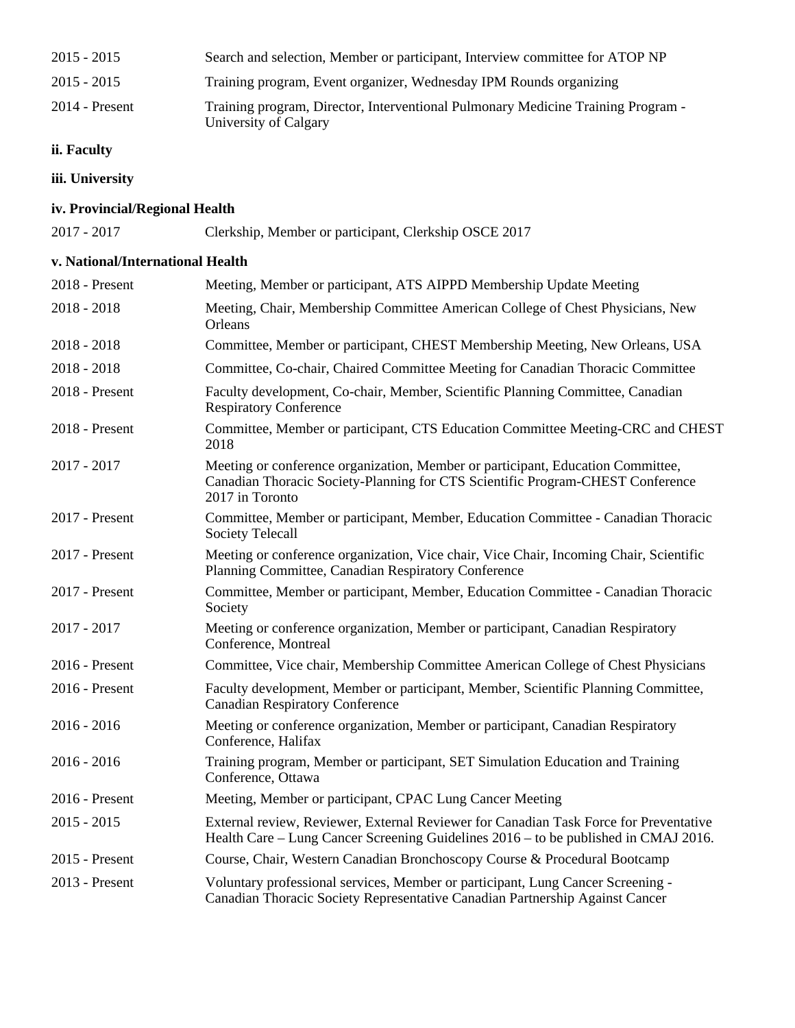| | |
|---|---|
| 2015 - 2015 | Search and selection, Member or participant, Interview committee for ATOP NP |
| 2015 - 2015 | Training program, Event organizer, Wednesday IPM Rounds organizing |
| 2014 - Present | Training program, Director, Interventional Pulmonary Medicine Training Program - University of Calgary |

**ii. Faculty**

**iii. University**

**iv. Provincial/Regional Health**

| | |
|---|---|
| 2017 - 2017 | Clerkship, Member or participant, Clerkship OSCE 2017 |

**v. National/International Health**

| | |
|---|---|
| 2018 - Present | Meeting, Member or participant, ATS AIPPD Membership Update Meeting |
| 2018 - 2018 | Meeting, Chair, Membership Committee American College of Chest Physicians, New Orleans |
| 2018 - 2018 | Committee, Member or participant, CHEST Membership Meeting, New Orleans, USA |
| 2018 - 2018 | Committee, Co-chair, Chaired Committee Meeting for Canadian Thoracic Committee |
| 2018 - Present | Faculty development, Co-chair, Member, Scientific Planning Committee, Canadian Respiratory Conference |
| 2018 - Present | Committee, Member or participant, CTS Education Committee Meeting-CRC and CHEST 2018 |
| 2017 - 2017 | Meeting or conference organization, Member or participant, Education Committee, Canadian Thoracic Society-Planning for CTS Scientific Program-CHEST Conference 2017 in Toronto |
| 2017 - Present | Committee, Member or participant, Member, Education Committee - Canadian Thoracic Society Telecall |
| 2017 - Present | Meeting or conference organization, Vice chair, Vice Chair, Incoming Chair, Scientific Planning Committee, Canadian Respiratory Conference |
| 2017 - Present | Committee, Member or participant, Member, Education Committee - Canadian Thoracic Society |
| 2017 - 2017 | Meeting or conference organization, Member or participant, Canadian Respiratory Conference, Montreal |
| 2016 - Present | Committee, Vice chair, Membership Committee American College of Chest Physicians |
| 2016 - Present | Faculty development, Member or participant, Member, Scientific Planning Committee, Canadian Respiratory Conference |
| 2016 - 2016 | Meeting or conference organization, Member or participant, Canadian Respiratory Conference, Halifax |
| 2016 - 2016 | Training program, Member or participant, SET Simulation Education and Training Conference, Ottawa |
| 2016 - Present | Meeting, Member or participant, CPAC Lung Cancer Meeting |
| 2015 - 2015 | External review, Reviewer, External Reviewer for Canadian Task Force for Preventative Health Care – Lung Cancer Screening Guidelines 2016 – to be published in CMAJ 2016. |
| 2015 - Present | Course, Chair, Western Canadian Bronchoscopy Course & Procedural Bootcamp |
| 2013 - Present | Voluntary professional services, Member or participant, Lung Cancer Screening - Canadian Thoracic Society Representative Canadian Partnership Against Cancer |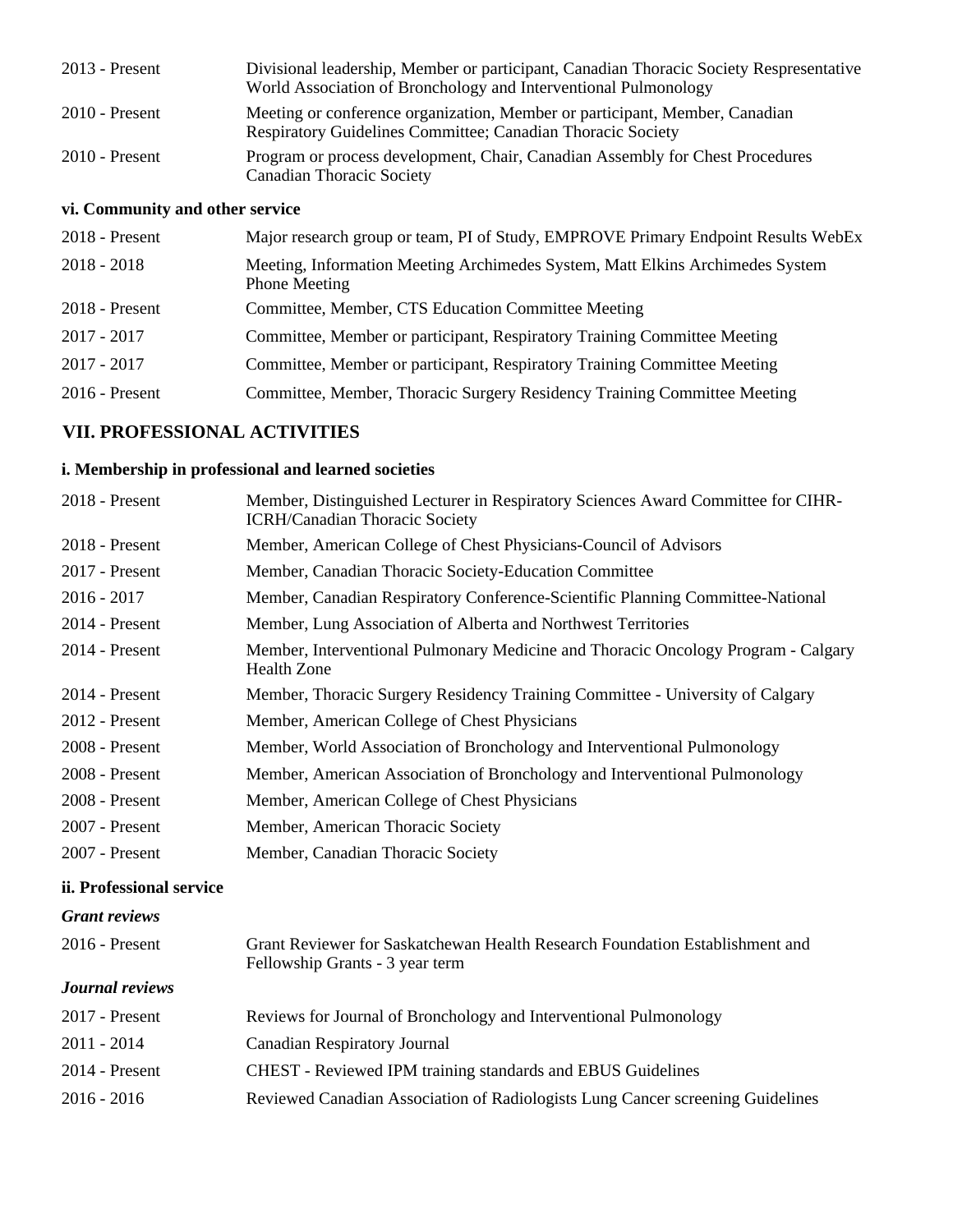| | |
|---|---|
| 2013 - Present | Divisional leadership, Member or participant, Canadian Thoracic Society Respresentative World Association of Bronchology and Interventional Pulmonology |
| 2010 - Present | Meeting or conference organization, Member or participant, Member, Canadian Respiratory Guidelines Committee; Canadian Thoracic Society |
| 2010 - Present | Program or process development, Chair, Canadian Assembly for Chest Procedures Canadian Thoracic Society |

#### vi. Community and other service

| | |
|---|---|
| 2018 - Present | Major research group or team, PI of Study, EMPROVE Primary Endpoint Results WebEx |
| 2018 - 2018 | Meeting, Information Meeting Archimedes System, Matt Elkins Archimedes System Phone Meeting |
| 2018 - Present | Committee, Member, CTS Education Committee Meeting |
| 2017 - 2017 | Committee, Member or participant, Respiratory Training Committee Meeting |
| 2017 - 2017 | Committee, Member or participant, Respiratory Training Committee Meeting |
| 2016 - Present | Committee, Member, Thoracic Surgery Residency Training Committee Meeting |

## VII. PROFESSIONAL ACTIVITIES

#### i. Membership in professional and learned societies

| | |
|---|---|
| 2018 - Present | Member, Distinguished Lecturer in Respiratory Sciences Award Committee for CIHR-ICRH/Canadian Thoracic Society |
| 2018 - Present | Member, American College of Chest Physicians-Council of Advisors |
| 2017 - Present | Member, Canadian Thoracic Society-Education Committee |
| 2016 - 2017 | Member, Canadian Respiratory Conference-Scientific Planning Committee-National |
| 2014 - Present | Member, Lung Association of Alberta and Northwest Territories |
| 2014 - Present | Member, Interventional Pulmonary Medicine and Thoracic Oncology Program - Calgary Health Zone |
| 2014 - Present | Member, Thoracic Surgery Residency Training Committee - University of Calgary |
| 2012 - Present | Member, American College of Chest Physicians |
| 2008 - Present | Member, World Association of Bronchology and Interventional Pulmonology |
| 2008 - Present | Member, American Association of Bronchology and Interventional Pulmonology |
| 2008 - Present | Member, American College of Chest Physicians |
| 2007 - Present | Member, American Thoracic Society |
| 2007 - Present | Member, Canadian Thoracic Society |

#### ii. Professional service

***Grant reviews***

| | |
|---|---|
| 2016 - Present | Grant Reviewer for Saskatchewan Health Research Foundation Establishment and Fellowship Grants - 3 year term |

***Journal reviews***

| | |
|---|---|
| 2017 - Present | Reviews for Journal of Bronchology and Interventional Pulmonology |
| 2011 - 2014 | Canadian Respiratory Journal |
| 2014 - Present | CHEST - Reviewed IPM training standards and EBUS Guidelines |
| 2016 - 2016 | Reviewed Canadian Association of Radiologists Lung Cancer screening Guidelines |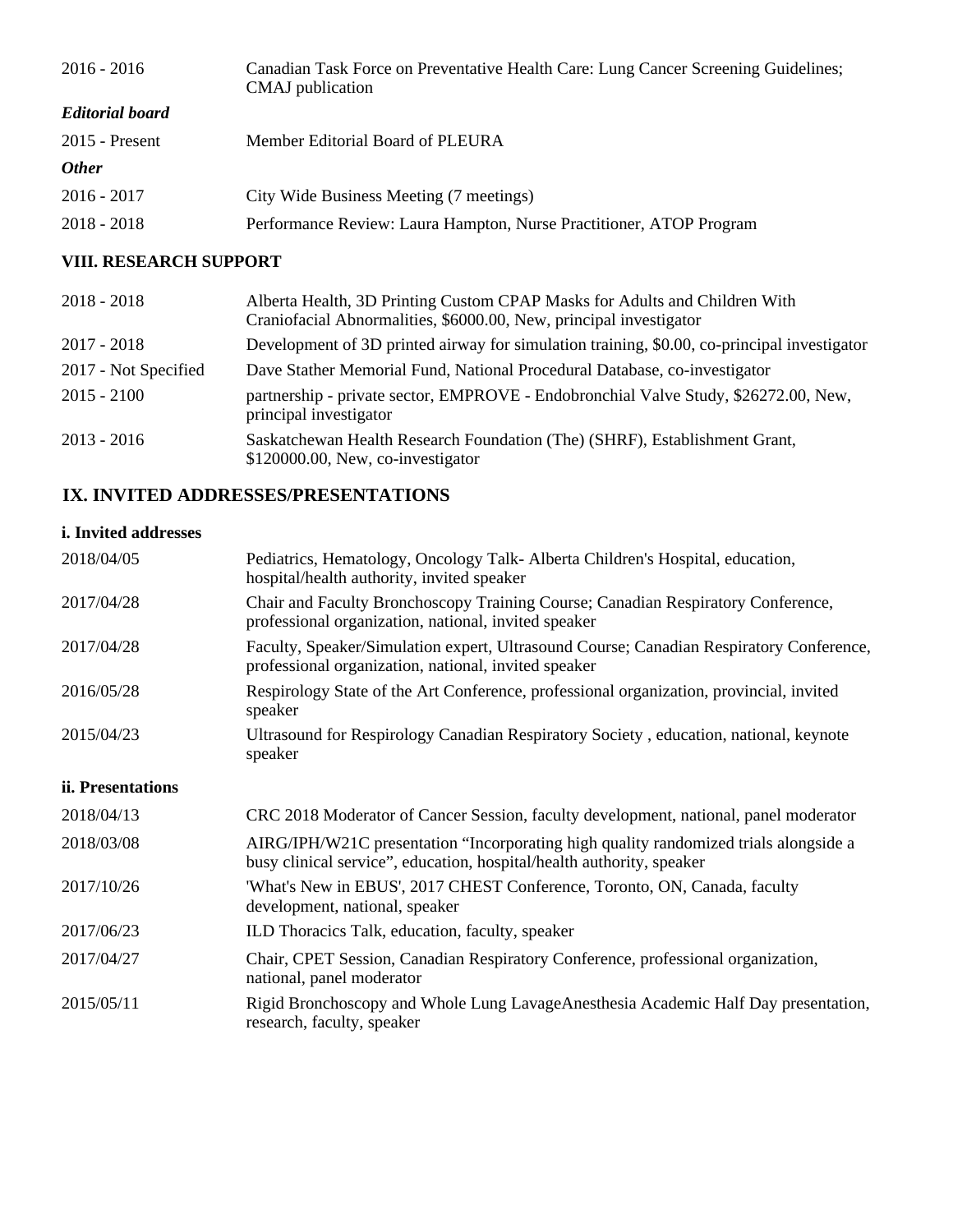| | |
|---|---|
| 2016 - 2016 | Canadian Task Force on Preventative Health Care: Lung Cancer Screening Guidelines; CMAJ publication |

***Editorial board***

| | |
|---|---|
| 2015 - Present | Member Editorial Board of PLEURA |

***Other***

| | |
|---|---|
| 2016 - 2017 | City Wide Business Meeting (7 meetings) |
| 2018 - 2018 | Performance Review: Laura Hampton, Nurse Practitioner, ATOP Program |

### VIII. RESEARCH SUPPORT

| | |
|---|---|
| 2018 - 2018 | Alberta Health, 3D Printing Custom CPAP Masks for Adults and Children With Craniofacial Abnormalities, $6000.00, New, principal investigator |
| 2017 - 2018 | Development of 3D printed airway for simulation training, $0.00, co-principal investigator |
| 2017 - Not Specified | Dave Stather Memorial Fund, National Procedural Database, co-investigator |
| 2015 - 2100 | partnership - private sector, EMPROVE - Endobronchial Valve Study, $26272.00, New, principal investigator |
| 2013 - 2016 | Saskatchewan Health Research Foundation (The) (SHRF), Establishment Grant, $120000.00, New, co-investigator |

## IX. INVITED ADDRESSES/PRESENTATIONS

### i. Invited addresses

| | |
|---|---|
| 2018/04/05 | Pediatrics, Hematology, Oncology Talk- Alberta Children's Hospital, education, hospital/health authority, invited speaker |
| 2017/04/28 | Chair and Faculty Bronchoscopy Training Course; Canadian Respiratory Conference, professional organization, national, invited speaker |
| 2017/04/28 | Faculty, Speaker/Simulation expert, Ultrasound Course; Canadian Respiratory Conference, professional organization, national, invited speaker |
| 2016/05/28 | Respirology State of the Art Conference, professional organization, provincial, invited speaker |
| 2015/04/23 | Ultrasound for Respirology Canadian Respiratory Society , education, national, keynote speaker |

### ii. Presentations

| | |
|---|---|
| 2018/04/13 | CRC 2018 Moderator of Cancer Session, faculty development, national, panel moderator |
| 2018/03/08 | AIRG/IPH/W21C presentation "Incorporating high quality randomized trials alongside a busy clinical service", education, hospital/health authority, speaker |
| 2017/10/26 | 'What's New in EBUS', 2017 CHEST Conference, Toronto, ON, Canada, faculty development, national, speaker |
| 2017/06/23 | ILD Thoracics Talk, education, faculty, speaker |
| 2017/04/27 | Chair, CPET Session, Canadian Respiratory Conference, professional organization, national, panel moderator |
| 2015/05/11 | Rigid Bronchoscopy and Whole Lung LavageAnesthesia Academic Half Day presentation, research, faculty, speaker |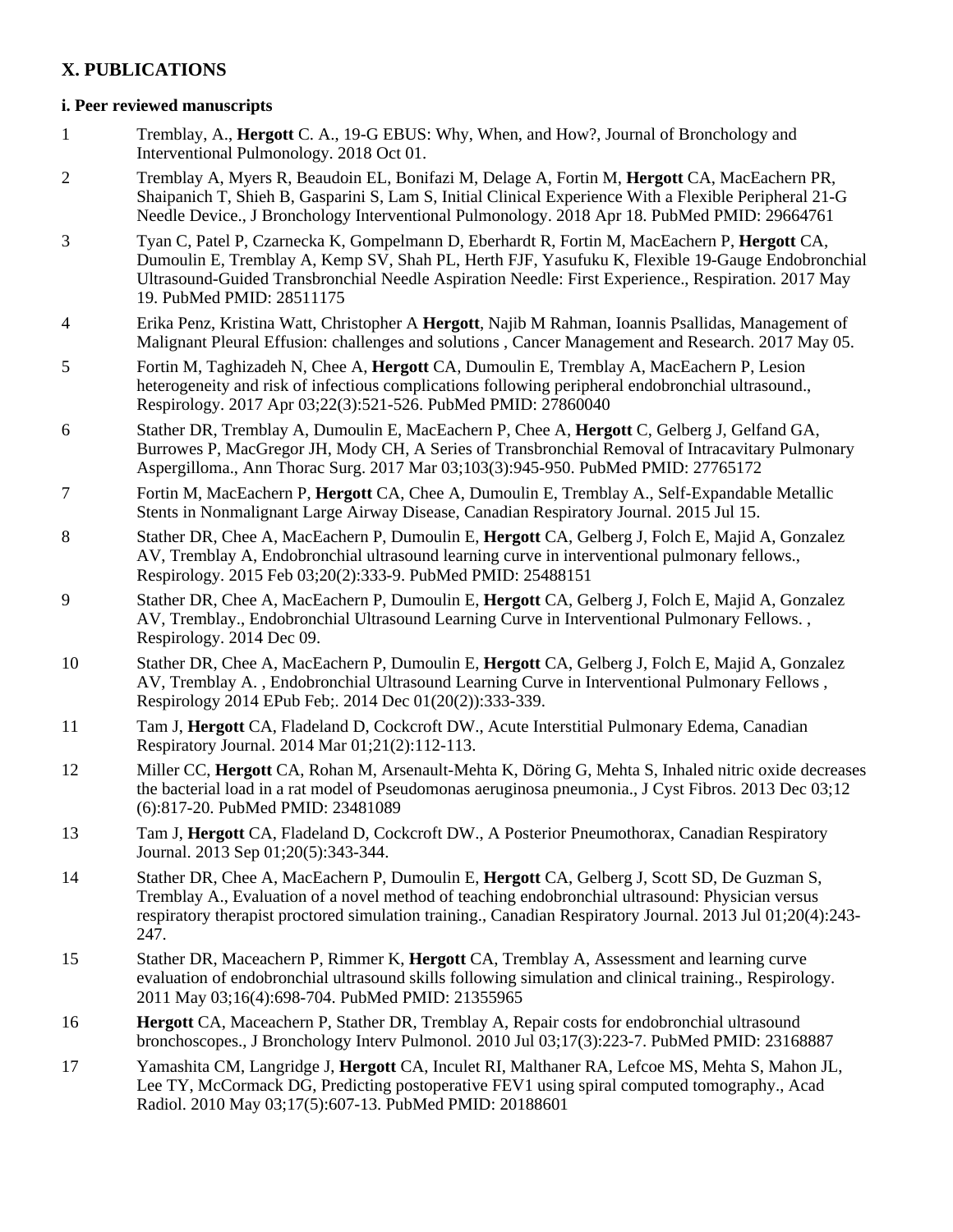## X. PUBLICATIONS

### i. Peer reviewed manuscripts

1. Tremblay, A., **Hergott** C. A., 19-G EBUS: Why, When, and How?, Journal of Bronchology and Interventional Pulmonology. 2018 Oct 01.

2. Tremblay A, Myers R, Beaudoin EL, Bonifazi M, Delage A, Fortin M, **Hergott** CA, MacEachern PR, Shaipanich T, Shieh B, Gasparini S, Lam S, Initial Clinical Experience With a Flexible Peripheral 21-G Needle Device., J Bronchology Interventional Pulmonology. 2018 Apr 18. PubMed PMID: 29664761

3. Tyan C, Patel P, Czarnecka K, Gompelmann D, Eberhardt R, Fortin M, MacEachern P, **Hergott** CA, Dumoulin E, Tremblay A, Kemp SV, Shah PL, Herth FJF, Yasufuku K, Flexible 19-Gauge Endobronchial Ultrasound-Guided Transbronchial Needle Aspiration Needle: First Experience., Respiration. 2017 May 19. PubMed PMID: 28511175

4. Erika Penz, Kristina Watt, Christopher A **Hergott**, Najib M Rahman, Ioannis Psallidas, Management of Malignant Pleural Effusion: challenges and solutions , Cancer Management and Research. 2017 May 05.

5. Fortin M, Taghizadeh N, Chee A, **Hergott** CA, Dumoulin E, Tremblay A, MacEachern P, Lesion heterogeneity and risk of infectious complications following peripheral endobronchial ultrasound., Respirology. 2017 Apr 03;22(3):521-526. PubMed PMID: 27860040

6. Stather DR, Tremblay A, Dumoulin E, MacEachern P, Chee A, **Hergott** C, Gelberg J, Gelfand GA, Burrowes P, MacGregor JH, Mody CH, A Series of Transbronchial Removal of Intracavitary Pulmonary Aspergilloma., Ann Thorac Surg. 2017 Mar 03;103(3):945-950. PubMed PMID: 27765172

7. Fortin M, MacEachern P, **Hergott** CA, Chee A, Dumoulin E, Tremblay A., Self-Expandable Metallic Stents in Nonmalignant Large Airway Disease, Canadian Respiratory Journal. 2015 Jul 15.

8. Stather DR, Chee A, MacEachern P, Dumoulin E, **Hergott** CA, Gelberg J, Folch E, Majid A, Gonzalez AV, Tremblay A, Endobronchial ultrasound learning curve in interventional pulmonary fellows., Respirology. 2015 Feb 03;20(2):333-9. PubMed PMID: 25488151

9. Stather DR, Chee A, MacEachern P, Dumoulin E, **Hergott** CA, Gelberg J, Folch E, Majid A, Gonzalez AV, Tremblay., Endobronchial Ultrasound Learning Curve in Interventional Pulmonary Fellows. , Respirology. 2014 Dec 09.

10. Stather DR, Chee A, MacEachern P, Dumoulin E, **Hergott** CA, Gelberg J, Folch E, Majid A, Gonzalez AV, Tremblay A. , Endobronchial Ultrasound Learning Curve in Interventional Pulmonary Fellows , Respirology 2014 EPub Feb;. 2014 Dec 01(20(2)):333-339.

11. Tam J, **Hergott** CA, Fladeland D, Cockcroft DW., Acute Interstitial Pulmonary Edema, Canadian Respiratory Journal. 2014 Mar 01;21(2):112-113.

12. Miller CC, **Hergott** CA, Rohan M, Arsenault-Mehta K, Döring G, Mehta S, Inhaled nitric oxide decreases the bacterial load in a rat model of Pseudomonas aeruginosa pneumonia., J Cyst Fibros. 2013 Dec 03;12 (6):817-20. PubMed PMID: 23481089

13. Tam J, **Hergott** CA, Fladeland D, Cockcroft DW., A Posterior Pneumothorax, Canadian Respiratory Journal. 2013 Sep 01;20(5):343-344.

14. Stather DR, Chee A, MacEachern P, Dumoulin E, **Hergott** CA, Gelberg J, Scott SD, De Guzman S, Tremblay A., Evaluation of a novel method of teaching endobronchial ultrasound: Physician versus respiratory therapist proctored simulation training., Canadian Respiratory Journal. 2013 Jul 01;20(4):243-247.

15. Stather DR, Maceachern P, Rimmer K, **Hergott** CA, Tremblay A, Assessment and learning curve evaluation of endobronchial ultrasound skills following simulation and clinical training., Respirology. 2011 May 03;16(4):698-704. PubMed PMID: 21355965

16. **Hergott** CA, Maceachern P, Stather DR, Tremblay A, Repair costs for endobronchial ultrasound bronchoscopes., J Bronchology Interv Pulmonol. 2010 Jul 03;17(3):223-7. PubMed PMID: 23168887

17. Yamashita CM, Langridge J, **Hergott** CA, Inculet RI, Malthaner RA, Lefcoe MS, Mehta S, Mahon JL, Lee TY, McCormack DG, Predicting postoperative FEV1 using spiral computed tomography., Acad Radiol. 2010 May 03;17(5):607-13. PubMed PMID: 20188601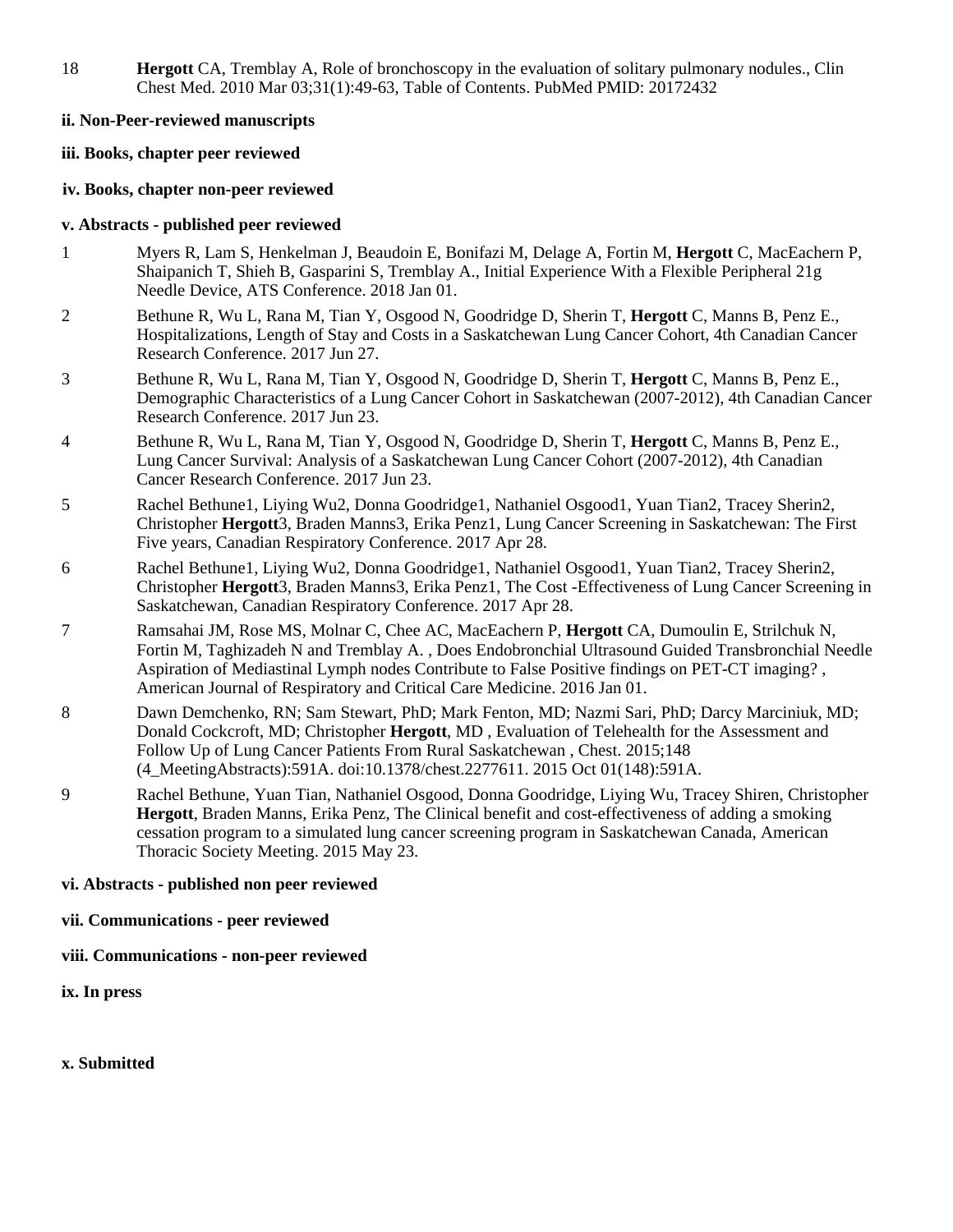18 **Hergott** CA, Tremblay A, Role of bronchoscopy in the evaluation of solitary pulmonary nodules., Clin Chest Med. 2010 Mar 03;31(1):49-63, Table of Contents. PubMed PMID: 20172432

**ii. Non-Peer-reviewed manuscripts**

**iii. Books, chapter peer reviewed**

**iv. Books, chapter non-peer reviewed**

**v. Abstracts - published peer reviewed**

1 Myers R, Lam S, Henkelman J, Beaudoin E, Bonifazi M, Delage A, Fortin M, **Hergott** C, MacEachern P, Shaipanich T, Shieh B, Gasparini S, Tremblay A., Initial Experience With a Flexible Peripheral 21g Needle Device, ATS Conference. 2018 Jan 01.

2 Bethune R, Wu L, Rana M, Tian Y, Osgood N, Goodridge D, Sherin T, **Hergott** C, Manns B, Penz E., Hospitalizations, Length of Stay and Costs in a Saskatchewan Lung Cancer Cohort, 4th Canadian Cancer Research Conference. 2017 Jun 27.

3 Bethune R, Wu L, Rana M, Tian Y, Osgood N, Goodridge D, Sherin T, **Hergott** C, Manns B, Penz E., Demographic Characteristics of a Lung Cancer Cohort in Saskatchewan (2007-2012), 4th Canadian Cancer Research Conference. 2017 Jun 23.

4 Bethune R, Wu L, Rana M, Tian Y, Osgood N, Goodridge D, Sherin T, **Hergott** C, Manns B, Penz E., Lung Cancer Survival: Analysis of a Saskatchewan Lung Cancer Cohort (2007-2012), 4th Canadian Cancer Research Conference. 2017 Jun 23.

5 Rachel Bethune1, Liying Wu2, Donna Goodridge1, Nathaniel Osgood1, Yuan Tian2, Tracey Sherin2, Christopher **Hergott**3, Braden Manns3, Erika Penz1, Lung Cancer Screening in Saskatchewan: The First Five years, Canadian Respiratory Conference. 2017 Apr 28.

6 Rachel Bethune1, Liying Wu2, Donna Goodridge1, Nathaniel Osgood1, Yuan Tian2, Tracey Sherin2, Christopher **Hergott**3, Braden Manns3, Erika Penz1, The Cost -Effectiveness of Lung Cancer Screening in Saskatchewan, Canadian Respiratory Conference. 2017 Apr 28.

7 Ramsahai JM, Rose MS, Molnar C, Chee AC, MacEachern P, **Hergott** CA, Dumoulin E, Strilchuk N, Fortin M, Taghizadeh N and Tremblay A. , Does Endobronchial Ultrasound Guided Transbronchial Needle Aspiration of Mediastinal Lymph nodes Contribute to False Positive findings on PET-CT imaging? , American Journal of Respiratory and Critical Care Medicine. 2016 Jan 01.

8 Dawn Demchenko, RN; Sam Stewart, PhD; Mark Fenton, MD; Nazmi Sari, PhD; Darcy Marciniuk, MD; Donald Cockcroft, MD; Christopher **Hergott**, MD , Evaluation of Telehealth for the Assessment and Follow Up of Lung Cancer Patients From Rural Saskatchewan , Chest. 2015;148 (4_MeetingAbstracts):591A. doi:10.1378/chest.2277611. 2015 Oct 01(148):591A.

9 Rachel Bethune, Yuan Tian, Nathaniel Osgood, Donna Goodridge, Liying Wu, Tracey Shiren, Christopher **Hergott**, Braden Manns, Erika Penz, The Clinical benefit and cost-effectiveness of adding a smoking cessation program to a simulated lung cancer screening program in Saskatchewan Canada, American Thoracic Society Meeting. 2015 May 23.

**vi. Abstracts - published non peer reviewed**

**vii. Communications - peer reviewed**

**viii. Communications - non-peer reviewed**

**ix. In press**

**x. Submitted**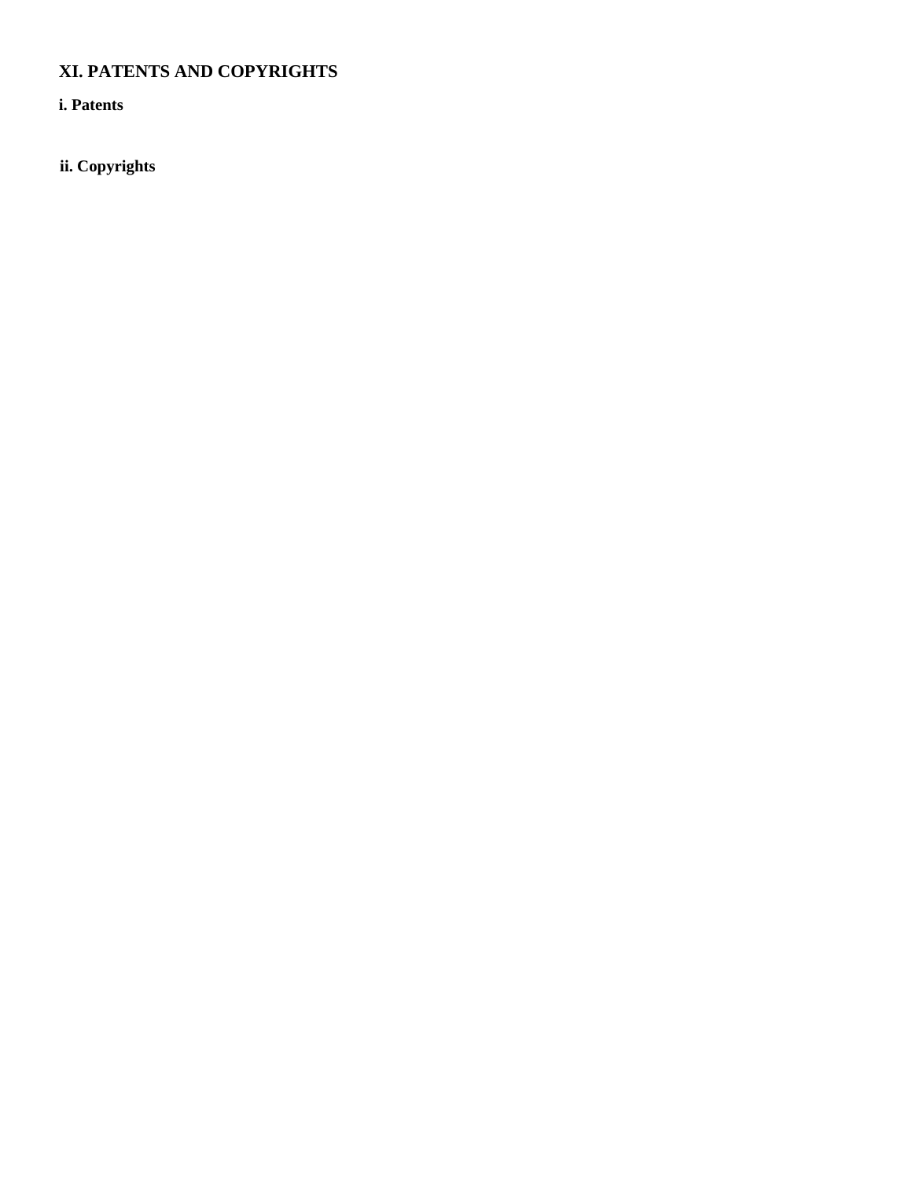## XI. PATENTS AND COPYRIGHTS

### i. Patents

### ii. Copyrights